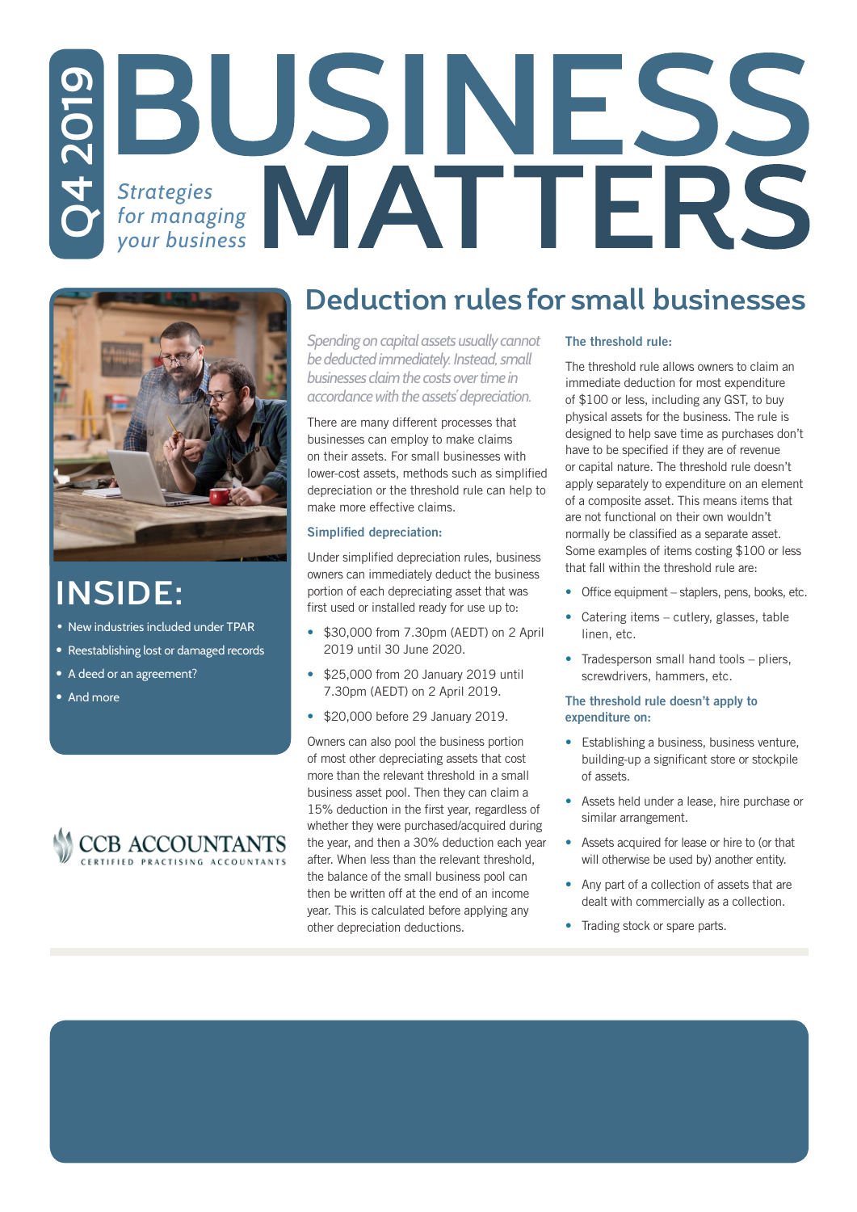Q4 2019

# BUSINESS MATTERS

*Strategies for managing your business*

## INSIDE:

- New industries included under TPAR
- Reestablishing lost or damaged records
- A deed or an agreement?
- And more

CCB ACCOUNTANTS
CERTIFIED PRACTISING ACCOUNTANTS

## Deduction rules for small businesses

*Spending on capital assets usually cannot be deducted immediately. Instead, small businesses claim the costs over time in accordance with the assets' depreciation.*

There are many different processes that businesses can employ to make claims on their assets. For small businesses with lower-cost assets, methods such as simplified depreciation or the threshold rule can help to make more effective claims.

### Simplified depreciation:

Under simplified depreciation rules, business owners can immediately deduct the business portion of each depreciating asset that was first used or installed ready for use up to:

- $30,000 from 7.30pm (AEDT) on 2 April 2019 until 30 June 2020.
- $25,000 from 20 January 2019 until 7.30pm (AEDT) on 2 April 2019.
- $20,000 before 29 January 2019.

Owners can also pool the business portion of most other depreciating assets that cost more than the relevant threshold in a small business asset pool. Then they can claim a 15% deduction in the first year, regardless of whether they were purchased/acquired during the year, and then a 30% deduction each year after. When less than the relevant threshold, the balance of the small business pool can then be written off at the end of an income year. This is calculated before applying any other depreciation deductions.

### The threshold rule:

The threshold rule allows owners to claim an immediate deduction for most expenditure of $100 or less, including any GST, to buy physical assets for the business. The rule is designed to help save time as purchases don't have to be specified if they are of revenue or capital nature. The threshold rule doesn't apply separately to expenditure on an element of a composite asset. This means items that are not functional on their own wouldn't normally be classified as a separate asset. Some examples of items costing $100 or less that fall within the threshold rule are:

- Office equipment – staplers, pens, books, etc.
- Catering items – cutlery, glasses, table linen, etc.
- Tradesperson small hand tools – pliers, screwdrivers, hammers, etc.

### The threshold rule doesn't apply to expenditure on:

- Establishing a business, business venture, building-up a significant store or stockpile of assets.
- Assets held under a lease, hire purchase or similar arrangement.
- Assets acquired for lease or hire to (or that will otherwise be used by) another entity.
- Any part of a collection of assets that are dealt with commercially as a collection.
- Trading stock or spare parts.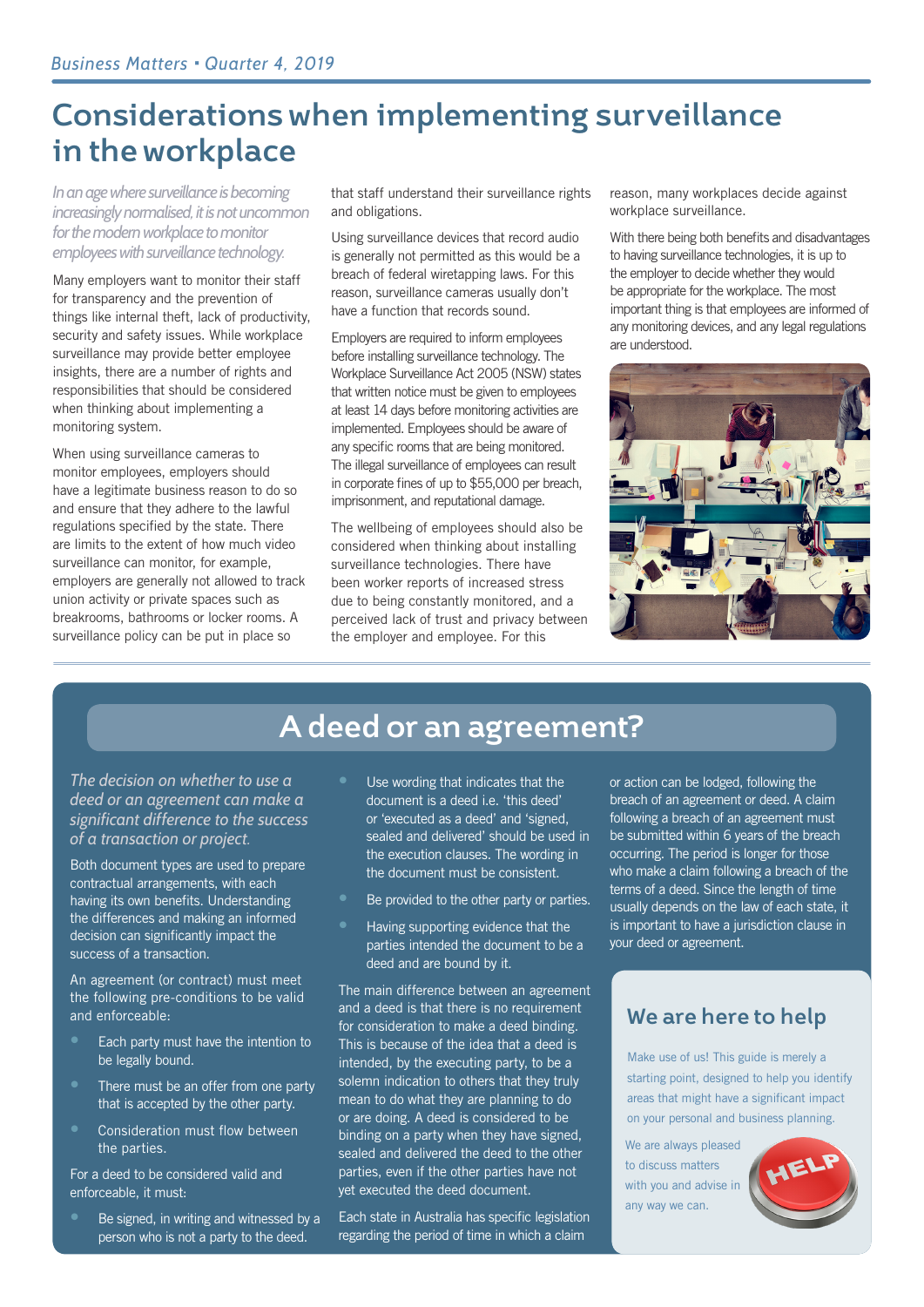# Considerations when implementing surveillance in the workplace

*In an age where surveillance is becoming increasingly normalised, it is not uncommon for the modern workplace to monitor employees with surveillance technology.*

Many employers want to monitor their staff for transparency and the prevention of things like internal theft, lack of productivity, security and safety issues. While workplace surveillance may provide better employee insights, there are a number of rights and responsibilities that should be considered when thinking about implementing a monitoring system.

When using surveillance cameras to monitor employees, employers should have a legitimate business reason to do so and ensure that they adhere to the lawful regulations specified by the state. There are limits to the extent of how much video surveillance can monitor, for example, employers are generally not allowed to track union activity or private spaces such as breakrooms, bathrooms or locker rooms. A surveillance policy can be put in place so that staff understand their surveillance rights and obligations.

Using surveillance devices that record audio is generally not permitted as this would be a breach of federal wiretapping laws. For this reason, surveillance cameras usually don't have a function that records sound.

Employers are required to inform employees before installing surveillance technology. The Workplace Surveillance Act 2005 (NSW) states that written notice must be given to employees at least 14 days before monitoring activities are implemented. Employees should be aware of any specific rooms that are being monitored. The illegal surveillance of employees can result in corporate fines of up to $55,000 per breach, imprisonment, and reputational damage.

The wellbeing of employees should also be considered when thinking about installing surveillance technologies. There have been worker reports of increased stress due to being constantly monitored, and a perceived lack of trust and privacy between the employer and employee. For this reason, many workplaces decide against workplace surveillance.

With there being both benefits and disadvantages to having surveillance technologies, it is up to the employer to decide whether they would be appropriate for the workplace. The most important thing is that employees are informed of any monitoring devices, and any legal regulations are understood.

# A deed or an agreement?

*The decision on whether to use a deed or an agreement can make a significant difference to the success of a transaction or project.*

Both document types are used to prepare contractual arrangements, with each having its own benefits. Understanding the differences and making an informed decision can significantly impact the success of a transaction.

An agreement (or contract) must meet the following pre-conditions to be valid and enforceable:

- Each party must have the intention to be legally bound.
- There must be an offer from one party that is accepted by the other party.
- Consideration must flow between the parties.

For a deed to be considered valid and enforceable, it must:

- Be signed, in writing and witnessed by a person who is not a party to the deed.
- Use wording that indicates that the document is a deed i.e. 'this deed' or 'executed as a deed' and 'signed, sealed and delivered' should be used in the execution clauses. The wording in the document must be consistent.
- Be provided to the other party or parties.
- Having supporting evidence that the parties intended the document to be a deed and are bound by it.

The main difference between an agreement and a deed is that there is no requirement for consideration to make a deed binding. This is because of the idea that a deed is intended, by the executing party, to be a solemn indication to others that they truly mean to do what they are planning to do or are doing. A deed is considered to be binding on a party when they have signed, sealed and delivered the deed to the other parties, even if the other parties have not yet executed the deed document.

Each state in Australia has specific legislation regarding the period of time in which a claim or action can be lodged, following the breach of an agreement or deed. A claim following a breach of an agreement must be submitted within 6 years of the breach occurring. The period is longer for those who make a claim following a breach of the terms of a deed. Since the length of time usually depends on the law of each state, it is important to have a jurisdiction clause in your deed or agreement.

## We are here to help

Make use of us! This guide is merely a starting point, designed to help you identify areas that might have a significant impact on your personal and business planning.

We are always pleased to discuss matters with you and advise in any way we can.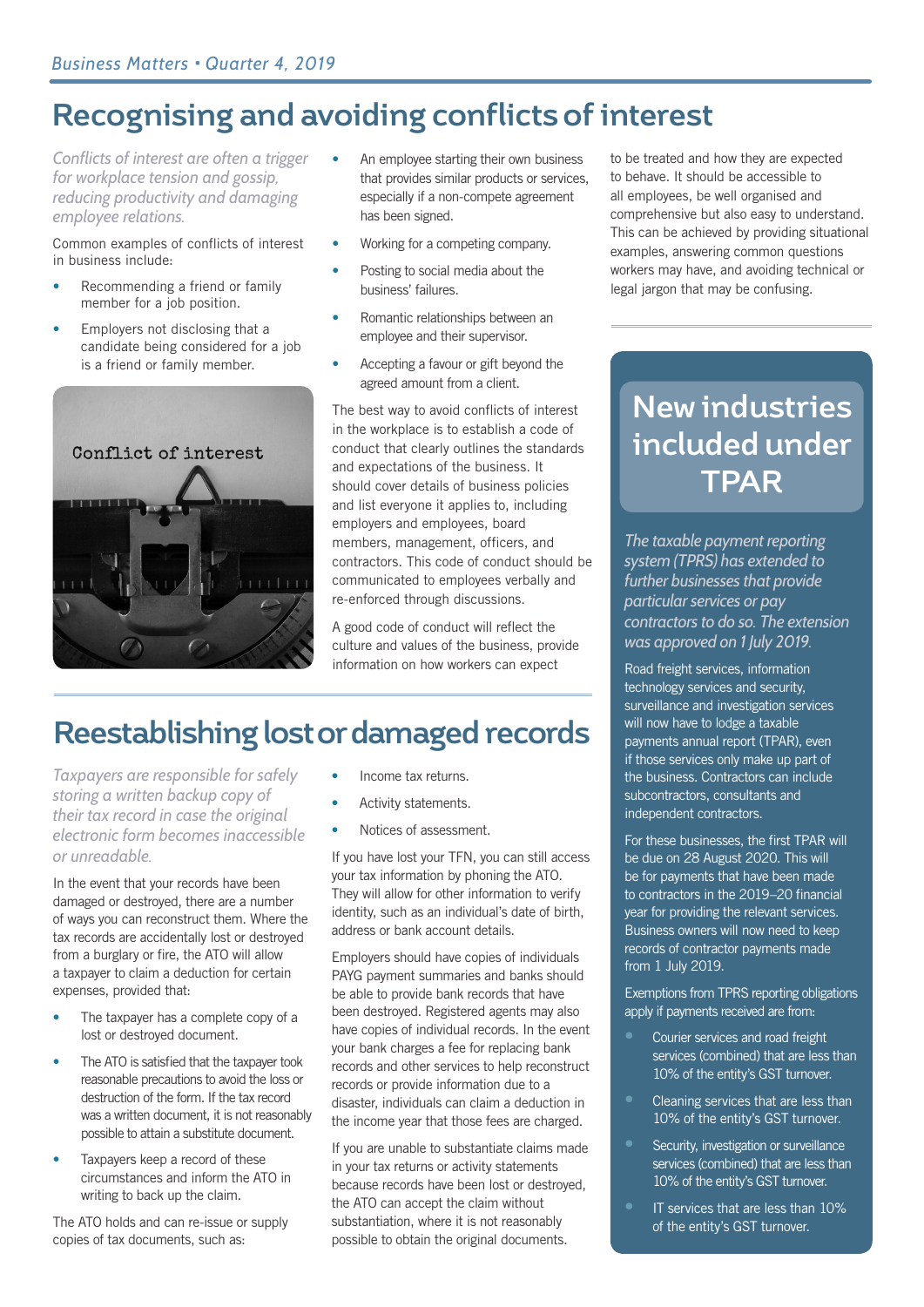# Recognising and avoiding conflicts of interest

*Conflicts of interest are often a trigger for workplace tension and gossip, reducing productivity and damaging employee relations.*

Common examples of conflicts of interest in business include:

- Recommending a friend or family member for a job position.
- Employers not disclosing that a candidate being considered for a job is a friend or family member.
- An employee starting their own business that provides similar products or services, especially if a non-compete agreement has been signed.
- Working for a competing company.
- Posting to social media about the business' failures.
- Romantic relationships between an employee and their supervisor.
- Accepting a favour or gift beyond the agreed amount from a client.

The best way to avoid conflicts of interest in the workplace is to establish a code of conduct that clearly outlines the standards and expectations of the business. It should cover details of business policies and list everyone it applies to, including employers and employees, board members, management, officers, and contractors. This code of conduct should be communicated to employees verbally and re-enforced through discussions.

A good code of conduct will reflect the culture and values of the business, provide information on how workers can expect to be treated and how they are expected to behave. It should be accessible to all employees, be well organised and comprehensive but also easy to understand. This can be achieved by providing situational examples, answering common questions workers may have, and avoiding technical or legal jargon that may be confusing.

# Reestablishing lost or damaged records

*Taxpayers are responsible for safely storing a written backup copy of their tax record in case the original electronic record becomes inaccessible or unreadable.*

In the event that your records have been damaged or destroyed, there are a number of ways you can reconstruct them. Where the tax records are accidentally lost or destroyed from a burglary or fire, the ATO will allow a taxpayer to claim a deduction for certain expenses, provided that:

- The taxpayer has a complete copy of a lost or destroyed document.
- The ATO is satisfied that the taxpayer took reasonable precautions to avoid the loss or destruction of the form. If the tax record was a written document, it is not reasonably possible to attain a substitute document.
- Taxpayers keep a record of these circumstances and inform the ATO in writing to back up the claim.

The ATO holds and can re-issue or supply copies of tax documents, such as:

- Income tax returns.
- Activity statements.
- Notices of assessment.

If you have lost your TFN, you can still access your tax information by phoning the ATO. They will allow for other information to verify identity, such as an individual's date of birth, address or bank account details.

Employers should have copies of individuals PAYG payment summaries and banks should be able to provide bank records that have been destroyed. Registered agents may also have copies of individual records. In the event your bank charges a fee for replacing bank records and other services to help reconstruct records or provide information due to a disaster, individuals can claim a deduction in the income year that those fees are charged.

If you are unable to substantiate claims made in your tax returns or activity statements because records have been lost or destroyed, the ATO can accept the claim without substantiation, where it is not reasonably possible to obtain the original documents.

# New industries included under TPAR

*The taxable payment reporting system (TPRS) has extended to further businesses that provide particular services or pay contractors to do so. The extension was approved on 1 July 2019.*

Road freight services, information technology services and security, surveillance and investigation services will now have to lodge a taxable payments annual report (TPAR), even if those services only make up part of the business. Contractors can include subcontractors, consultants and independent contractors.

For these businesses, the first TPAR will be due on 28 August 2020. This will be for payments that have been made to contractors in the 2019–20 financial year for providing the relevant services. Business owners will now need to keep records of contractor payments made from 1 July 2019.

Exemptions from TPRS reporting obligations apply if payments received are from:

- Courier services and road freight services (combined) that are less than 10% of the entity's GST turnover.
- Cleaning services that are less than 10% of the entity's GST turnover.
- Security, investigation or surveillance services (combined) that are less than 10% of the entity's GST turnover.
- IT services that are less than 10% of the entity's GST turnover.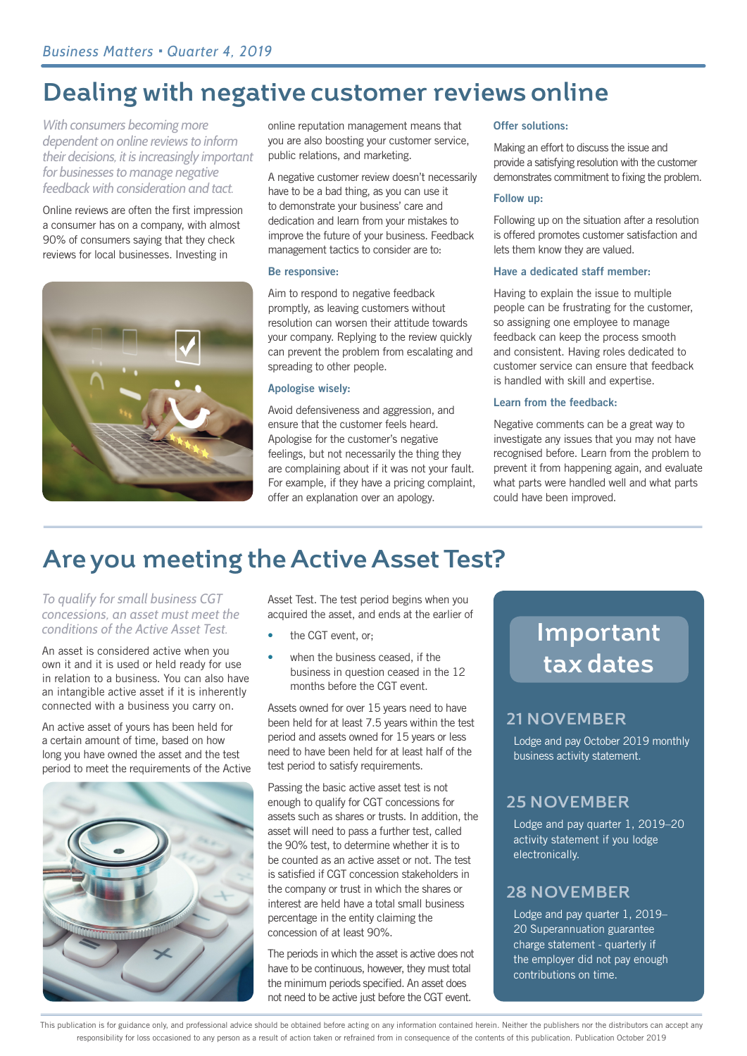# Dealing with negative customer reviews online

*With consumers becoming more dependent on online reviews to inform their decisions, it is increasingly important for businesses to manage negative feedback with consideration and tact.*

Online reviews are often the first impression a consumer has on a company, with almost 90% of consumers saying that they check reviews for local businesses. Investing in online reputation management means that you are also boosting your customer service, public relations, and marketing.

A negative customer review doesn't necessarily have to be a bad thing, as you can use it to demonstrate your business' care and dedication and learn from your mistakes to improve the future of your business. Feedback management tactics to consider are to:

### Be responsive:

Aim to respond to negative feedback promptly, as leaving customers without resolution can worsen their attitude towards your company. Replying to the review quickly can prevent the problem from escalating and spreading to other people.

### Apologise wisely:

Avoid defensiveness and aggression, and ensure that the customer feels heard. Apologise for the customer's negative feelings, but not necessarily the thing they are complaining about if it was not your fault. For example, if they have a pricing complaint, offer an explanation over an apology.

### Offer solutions:

Making an effort to discuss the issue and provide a satisfying resolution with the customer demonstrates commitment to fixing the problem.

### Follow up:

Following up on the situation after a resolution is offered promotes customer satisfaction and lets them know they are valued.

### Have a dedicated staff member:

Having to explain the issue to multiple people can be frustrating for the customer, so assigning one employee to manage feedback can keep the process smooth and consistent. Having roles dedicated to customer service can ensure that feedback is handled with skill and expertise.

### Learn from the feedback:

Negative comments can be a great way to investigate any issues that you may not have recognised before. Learn from the problem to prevent it from happening again, and evaluate what parts were handled well and what parts could have been improved.

# Are you meeting the Active Asset Test?

*To qualify for small business CGT concessions, an asset must meet the conditions of the Active Asset Test.*

An asset is considered active when you own it and it is used or held ready for use in relation to a business. You can also have an intangible active asset if it is inherently connected with a business you carry on.

An active asset of yours has been held for a certain amount of time, based on how long you have owned the asset and the test period to meet the requirements of the Active Asset Test. The test period begins when you acquired the asset, and ends at the earlier of

- the CGT event, or;
- when the business ceased, if the business in question ceased in the 12 months before the CGT event.

Assets owned for over 15 years need to have been held for at least 7.5 years within the test period and assets owned for 15 years or less need to have been held for at least half of the test period to satisfy requirements.

Passing the basic active asset test is not enough to qualify for CGT concessions for assets such as shares or trusts. In addition, the asset will need to pass a further test, called the 90% test, to determine whether it is to be counted as an active asset or not. The test is satisfied if CGT concession stakeholders in the company or trust in which the shares or interest are held have a total small business percentage in the entity claiming the concession of at least 90%.

The periods in which the asset is active does not have to be continuous, however, they must total the minimum periods specified. An asset does not need to be active just before the CGT event.

## Important tax dates

### 21 NOVEMBER

Lodge and pay October 2019 monthly business activity statement.

### 25 NOVEMBER

Lodge and pay quarter 1, 2019–20 activity statement if you lodge electronically.

### 28 NOVEMBER

Lodge and pay quarter 1, 2019–20 Superannuation guarantee charge statement - quarterly if the employer did not pay enough contributions on time.

This publication is for guidance only, and professional advice should be obtained before acting on any information contained herein. Neither the publishers nor the distributors can accept any responsibility for loss occasioned to any person as a result of action taken or refrained from in consequence of the contents of this publication. Publication October 2019